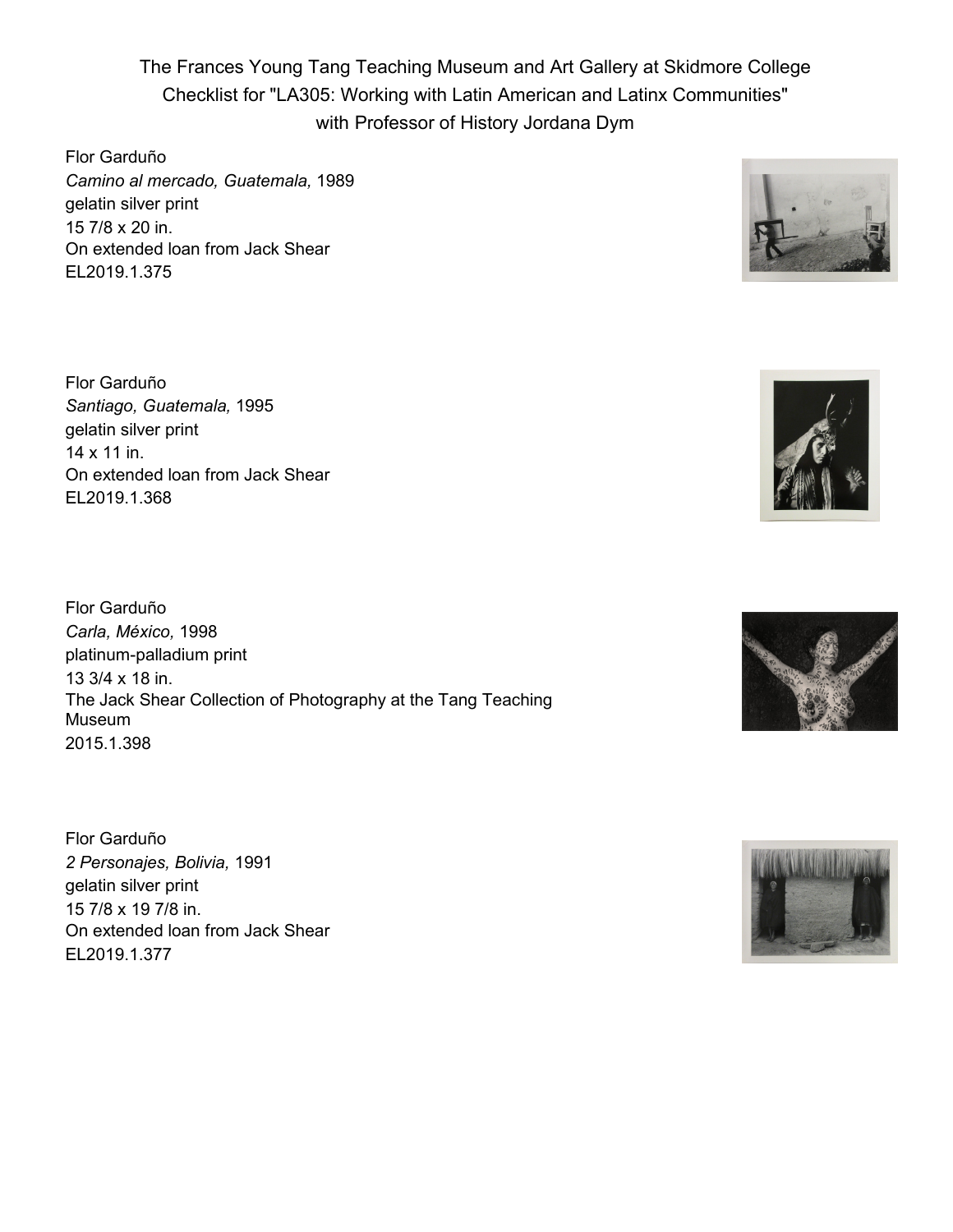# The Frances Young Tang Teaching Museum and Art Gallery at Skidmore College
## Checklist for "LA305: Working with Latin American and Latinx Communities"
## with Professor of History Jordana Dym

Flor Garduño
*Camino al mercado, Guatemala,* 1989
gelatin silver print
15 7/8 x 20 in.
On extended loan from Jack Shear
EL2019.1.375

Flor Garduño
*Santiago, Guatemala,* 1995
gelatin silver print
14 x 11 in.
On extended loan from Jack Shear
EL2019.1.368

Flor Garduño
*Carla, México,* 1998
platinum-palladium print
13 3/4 x 18 in.
The Jack Shear Collection of Photography at the Tang Teaching Museum
2015.1.398

Flor Garduño
*2 Personajes, Bolivia,* 1991
gelatin silver print
15 7/8 x 19 7/8 in.
On extended loan from Jack Shear
EL2019.1.377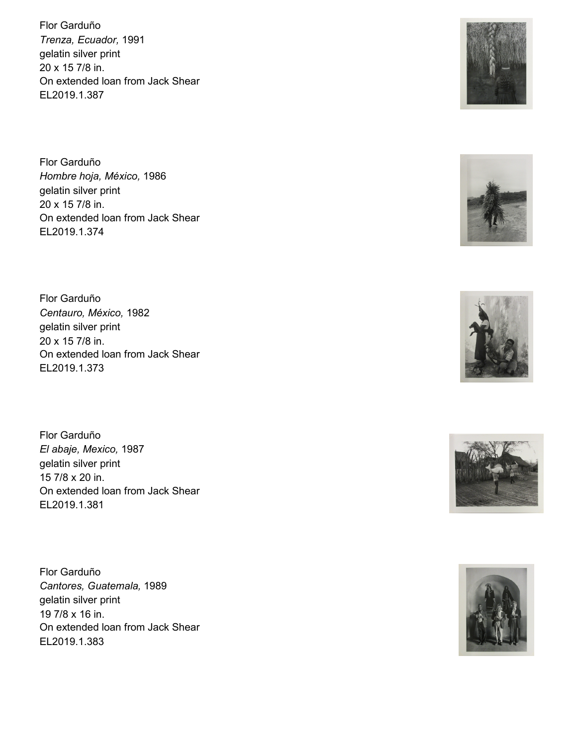Flor Garduño
*Trenza, Ecuador,* 1991
gelatin silver print
20 x 15 7/8 in.
On extended loan from Jack Shear
EL2019.1.387

Flor Garduño
*Hombre hoja, México,* 1986
gelatin silver print
20 x 15 7/8 in.
On extended loan from Jack Shear
EL2019.1.374

Flor Garduño
*Centauro, México,* 1982
gelatin silver print
20 x 15 7/8 in.
On extended loan from Jack Shear
EL2019.1.373

Flor Garduño
*El abaje, Mexico,* 1987
gelatin silver print
15 7/8 x 20 in.
On extended loan from Jack Shear
EL2019.1.381

Flor Garduño
*Cantores, Guatemala,* 1989
gelatin silver print
19 7/8 x 16 in.
On extended loan from Jack Shear
EL2019.1.383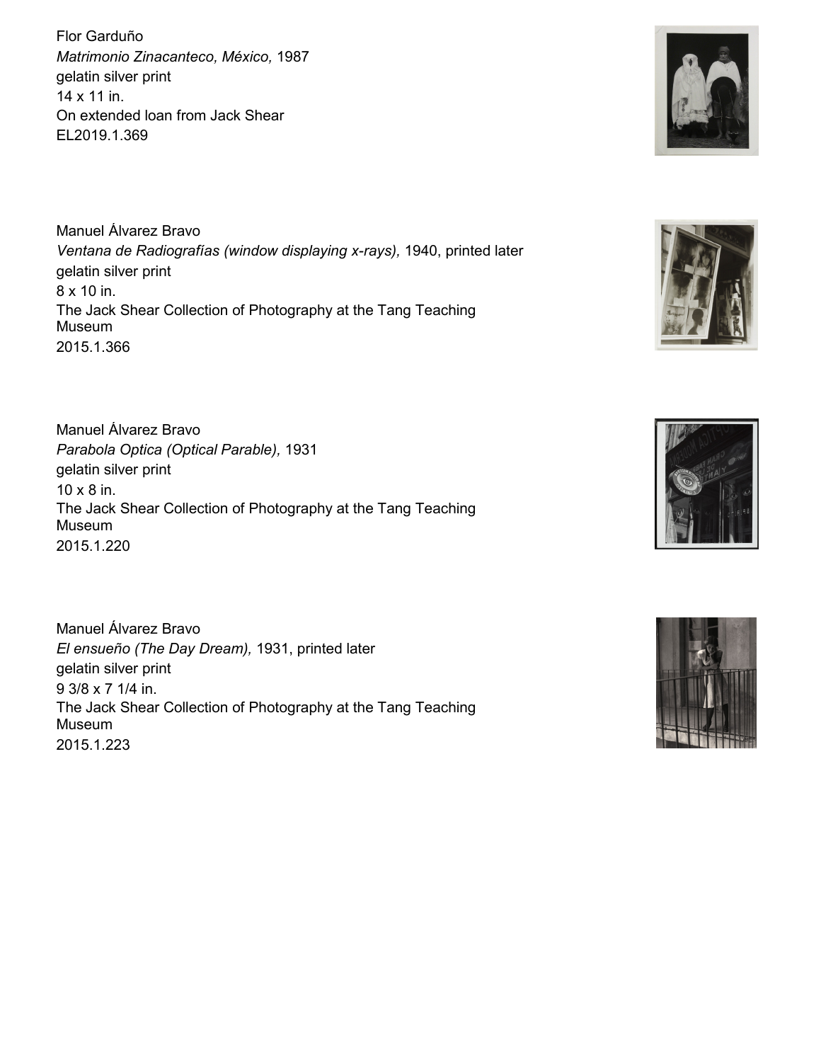Flor Garduño
*Matrimonio Zinacanteco, México,* 1987
gelatin silver print
14 x 11 in.
On extended loan from Jack Shear
EL2019.1.369

Manuel Álvarez Bravo
*Ventana de Radiografías (window displaying x-rays),* 1940, printed later
gelatin silver print
8 x 10 in.
The Jack Shear Collection of Photography at the Tang Teaching Museum
2015.1.366

Manuel Álvarez Bravo
*Parabola Optica (Optical Parable),* 1931
gelatin silver print
10 x 8 in.
The Jack Shear Collection of Photography at the Tang Teaching Museum
2015.1.220

Manuel Álvarez Bravo
*El ensueño (The Day Dream),* 1931, printed later
gelatin silver print
9 3/8 x 7 1/4 in.
The Jack Shear Collection of Photography at the Tang Teaching Museum
2015.1.223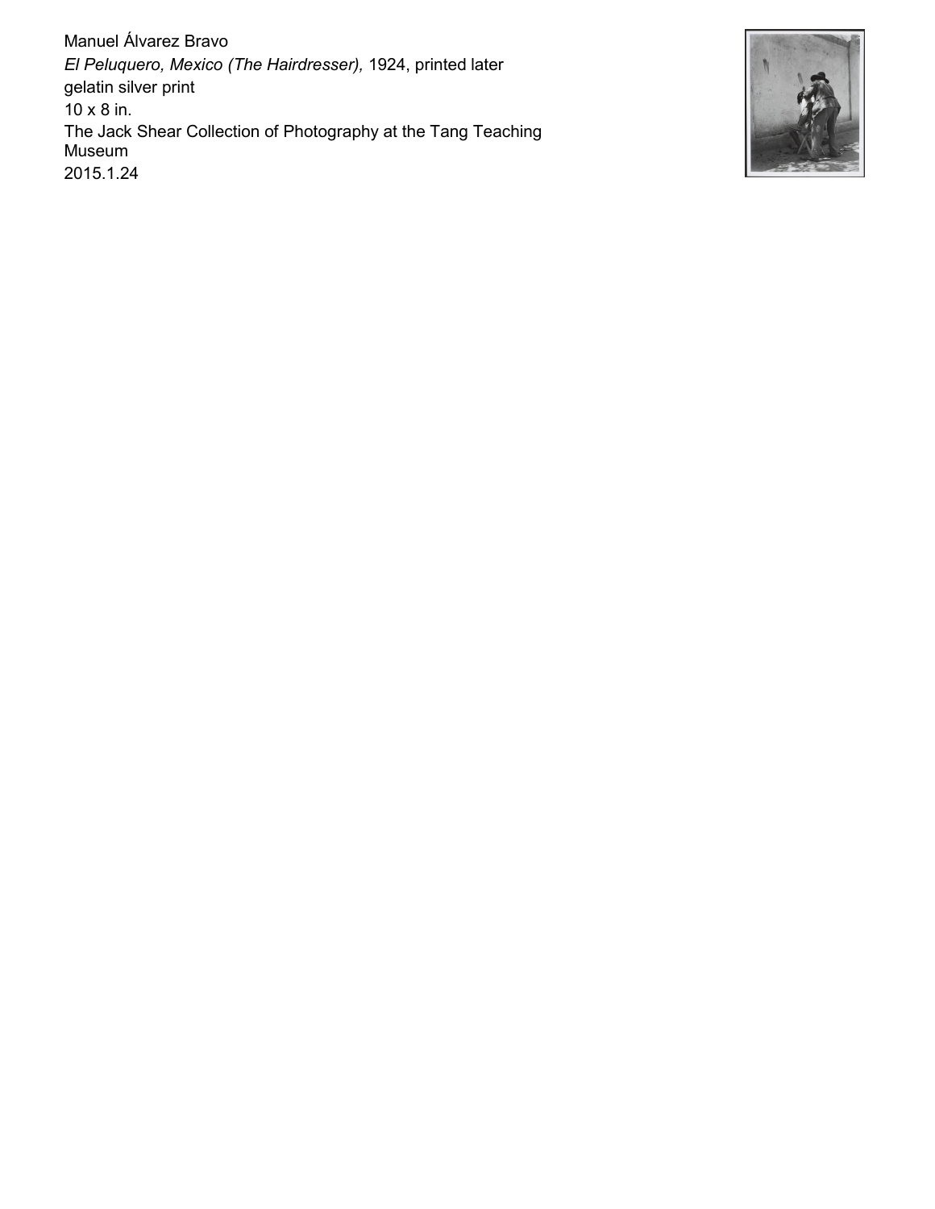Manuel Álvarez Bravo

*El Peluquero, Mexico (The Hairdresser),* 1924, printed later

gelatin silver print

10 x 8 in.

The Jack Shear Collection of Photography at the Tang Teaching Museum

2015.1.24